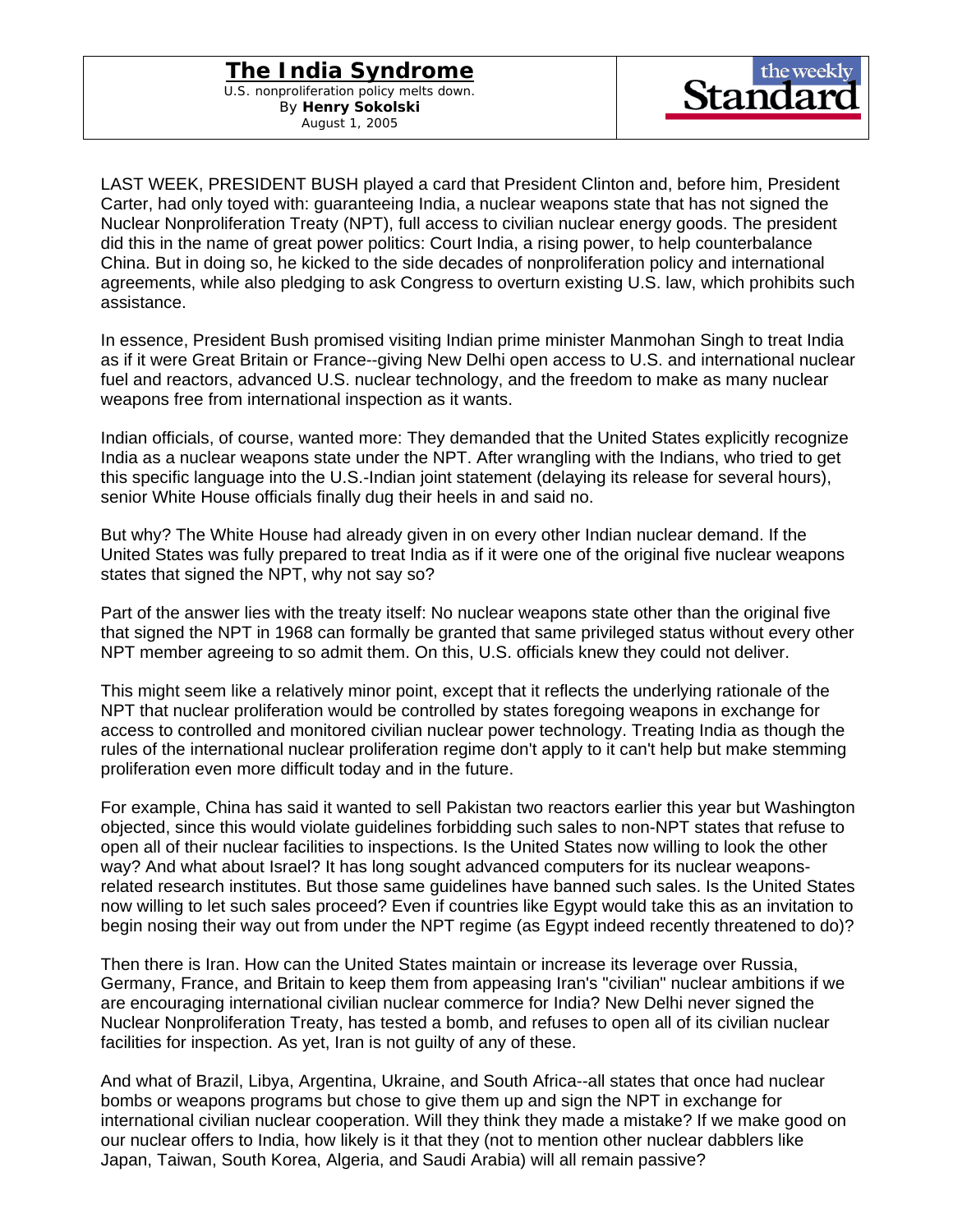# The India Syndrome

U.S. nonproliferation policy melts down.
By **Henry Sokolski**
August 1, 2005

the weekly Standard

LAST WEEK, PRESIDENT BUSH played a card that President Clinton and, before him, President Carter, had only toyed with: guaranteeing India, a nuclear weapons state that has not signed the Nuclear Nonproliferation Treaty (NPT), full access to civilian nuclear energy goods. The president did this in the name of great power politics: Court India, a rising power, to help counterbalance China. But in doing so, he kicked to the side decades of nonproliferation policy and international agreements, while also pledging to ask Congress to overturn existing U.S. law, which prohibits such assistance.

In essence, President Bush promised visiting Indian prime minister Manmohan Singh to treat India as if it were Great Britain or France--giving New Delhi open access to U.S. and international nuclear fuel and reactors, advanced U.S. nuclear technology, and the freedom to make as many nuclear weapons free from international inspection as it wants.

Indian officials, of course, wanted more: They demanded that the United States explicitly recognize India as a nuclear weapons state under the NPT. After wrangling with the Indians, who tried to get this specific language into the U.S.-Indian joint statement (delaying its release for several hours), senior White House officials finally dug their heels in and said no.

But why? The White House had already given in on every other Indian nuclear demand. If the United States was fully prepared to treat India as if it were one of the original five nuclear weapons states that signed the NPT, why not say so?

Part of the answer lies with the treaty itself: No nuclear weapons state other than the original five that signed the NPT in 1968 can formally be granted that same privileged status without every other NPT member agreeing to so admit them. On this, U.S. officials knew they could not deliver.

This might seem like a relatively minor point, except that it reflects the underlying rationale of the NPT that nuclear proliferation would be controlled by states foregoing weapons in exchange for access to controlled and monitored civilian nuclear power technology. Treating India as though the rules of the international nuclear proliferation regime don't apply to it can't help but make stemming proliferation even more difficult today and in the future.

For example, China has said it wanted to sell Pakistan two reactors earlier this year but Washington objected, since this would violate guidelines forbidding such sales to non-NPT states that refuse to open all of their nuclear facilities to inspections. Is the United States now willing to look the other way? And what about Israel? It has long sought advanced computers for its nuclear weapons-related research institutes. But those same guidelines have banned such sales. Is the United States now willing to let such sales proceed? Even if countries like Egypt would take this as an invitation to begin nosing their way out from under the NPT regime (as Egypt indeed recently threatened to do)?

Then there is Iran. How can the United States maintain or increase its leverage over Russia, Germany, France, and Britain to keep them from appeasing Iran's "civilian" nuclear ambitions if we are encouraging international civilian nuclear commerce for India? New Delhi never signed the Nuclear Nonproliferation Treaty, has tested a bomb, and refuses to open all of its civilian nuclear facilities for inspection. As yet, Iran is not guilty of any of these.

And what of Brazil, Libya, Argentina, Ukraine, and South Africa--all states that once had nuclear bombs or weapons programs but chose to give them up and sign the NPT in exchange for international civilian nuclear cooperation. Will they think they made a mistake? If we make good on our nuclear offers to India, how likely is it that they (not to mention other nuclear dabblers like Japan, Taiwan, South Korea, Algeria, and Saudi Arabia) will all remain passive?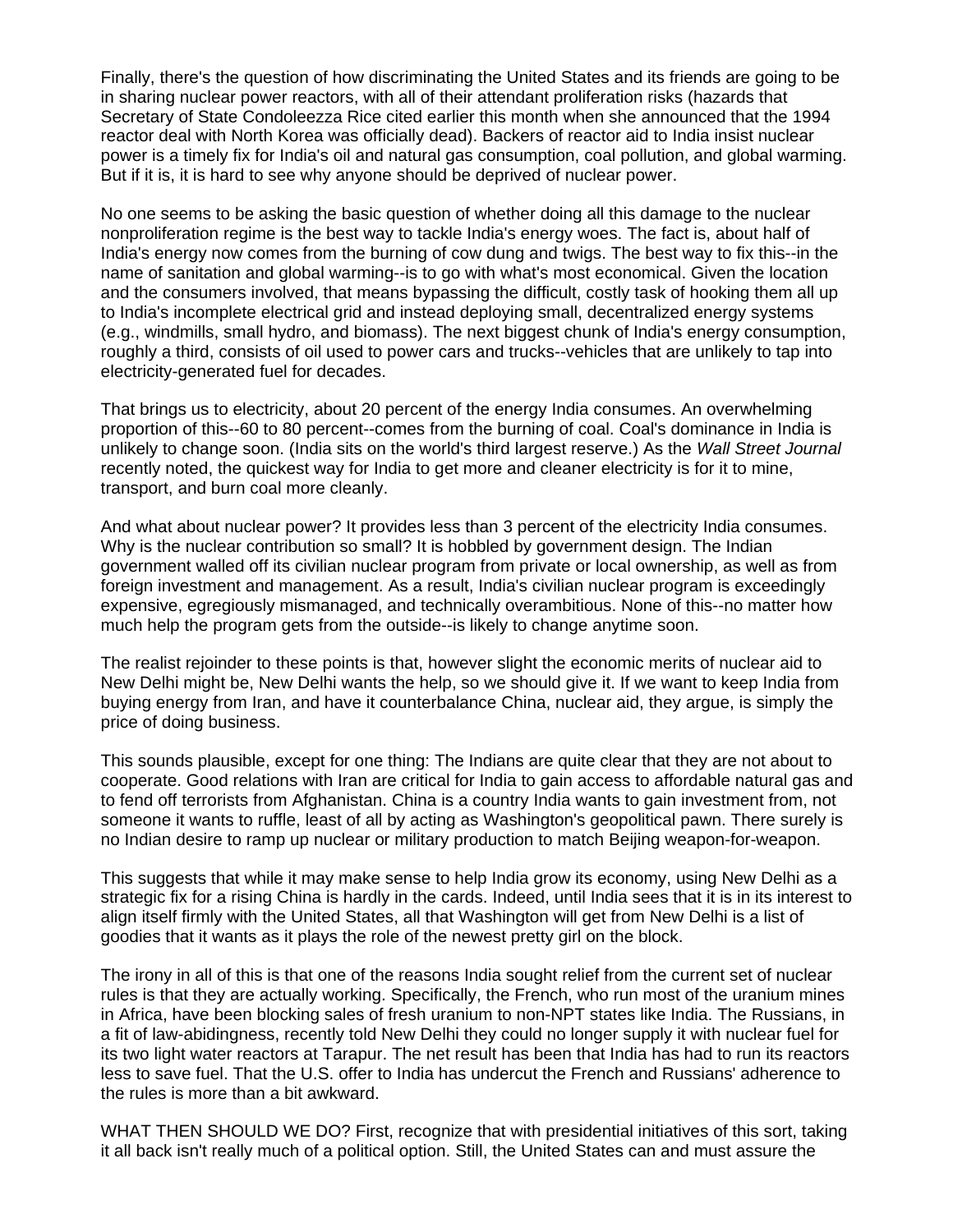Finally, there's the question of how discriminating the United States and its friends are going to be in sharing nuclear power reactors, with all of their attendant proliferation risks (hazards that Secretary of State Condoleezza Rice cited earlier this month when she announced that the 1994 reactor deal with North Korea was officially dead). Backers of reactor aid to India insist nuclear power is a timely fix for India's oil and natural gas consumption, coal pollution, and global warming. But if it is, it is hard to see why anyone should be deprived of nuclear power.

No one seems to be asking the basic question of whether doing all this damage to the nuclear nonproliferation regime is the best way to tackle India's energy woes. The fact is, about half of India's energy now comes from the burning of cow dung and twigs. The best way to fix this--in the name of sanitation and global warming--is to go with what's most economical. Given the location and the consumers involved, that means bypassing the difficult, costly task of hooking them all up to India's incomplete electrical grid and instead deploying small, decentralized energy systems (e.g., windmills, small hydro, and biomass). The next biggest chunk of India's energy consumption, roughly a third, consists of oil used to power cars and trucks--vehicles that are unlikely to tap into electricity-generated fuel for decades.

That brings us to electricity, about 20 percent of the energy India consumes. An overwhelming proportion of this--60 to 80 percent--comes from the burning of coal. Coal's dominance in India is unlikely to change soon. (India sits on the world's third largest reserve.) As the *Wall Street Journal* recently noted, the quickest way for India to get more and cleaner electricity is for it to mine, transport, and burn coal more cleanly.

And what about nuclear power? It provides less than 3 percent of the electricity India consumes. Why is the nuclear contribution so small? It is hobbled by government design. The Indian government walled off its civilian nuclear program from private or local ownership, as well as from foreign investment and management. As a result, India's civilian nuclear program is exceedingly expensive, egregiously mismanaged, and technically overambitious. None of this--no matter how much help the program gets from the outside--is likely to change anytime soon.

The realist rejoinder to these points is that, however slight the economic merits of nuclear aid to New Delhi might be, New Delhi wants the help, so we should give it. If we want to keep India from buying energy from Iran, and have it counterbalance China, nuclear aid, they argue, is simply the price of doing business.

This sounds plausible, except for one thing: The Indians are quite clear that they are not about to cooperate. Good relations with Iran are critical for India to gain access to affordable natural gas and to fend off terrorists from Afghanistan. China is a country India wants to gain investment from, not someone it wants to ruffle, least of all by acting as Washington's geopolitical pawn. There surely is no Indian desire to ramp up nuclear or military production to match Beijing weapon-for-weapon.

This suggests that while it may make sense to help India grow its economy, using New Delhi as a strategic fix for a rising China is hardly in the cards. Indeed, until India sees that it is in its interest to align itself firmly with the United States, all that Washington will get from New Delhi is a list of goodies that it wants as it plays the role of the newest pretty girl on the block.

The irony in all of this is that one of the reasons India sought relief from the current set of nuclear rules is that they are actually working. Specifically, the French, who run most of the uranium mines in Africa, have been blocking sales of fresh uranium to non-NPT states like India. The Russians, in a fit of law-abidingness, recently told New Delhi they could no longer supply it with nuclear fuel for its two light water reactors at Tarapur. The net result has been that India has had to run its reactors less to save fuel. That the U.S. offer to India has undercut the French and Russians' adherence to the rules is more than a bit awkward.

WHAT THEN SHOULD WE DO? First, recognize that with presidential initiatives of this sort, taking it all back isn't really much of a political option. Still, the United States can and must assure the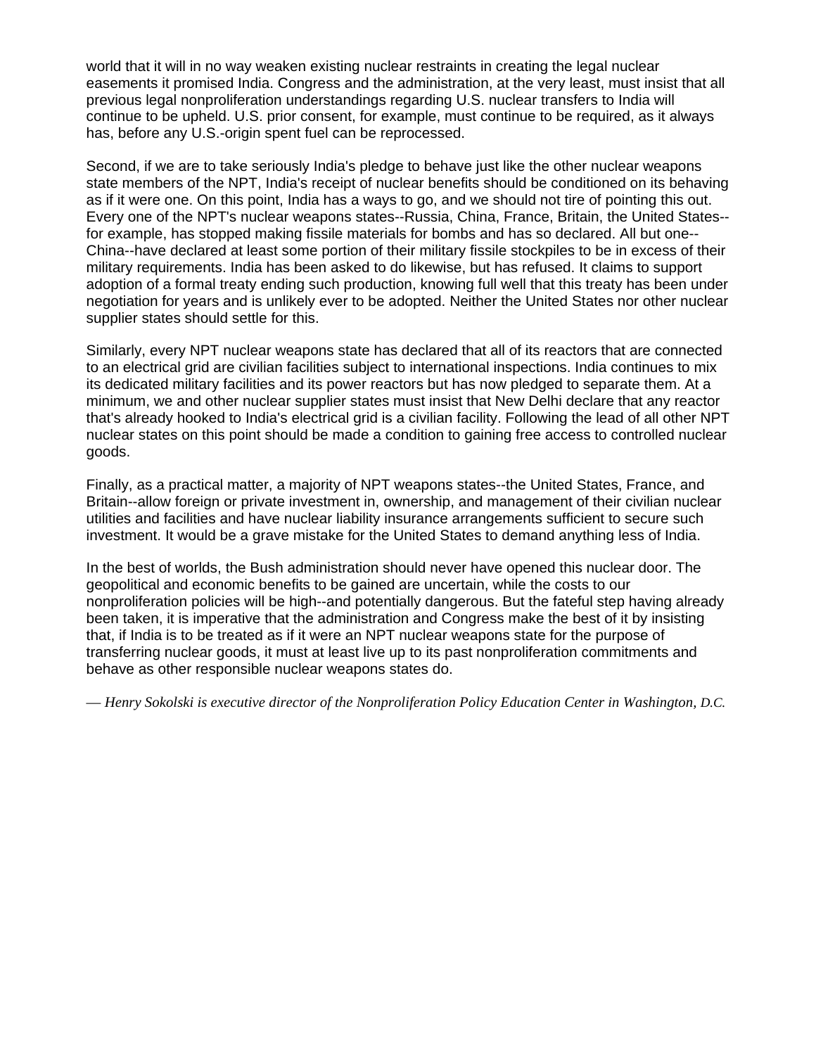world that it will in no way weaken existing nuclear restraints in creating the legal nuclear easements it promised India. Congress and the administration, at the very least, must insist that all previous legal nonproliferation understandings regarding U.S. nuclear transfers to India will continue to be upheld. U.S. prior consent, for example, must continue to be required, as it always has, before any U.S.-origin spent fuel can be reprocessed.

Second, if we are to take seriously India's pledge to behave just like the other nuclear weapons state members of the NPT, India's receipt of nuclear benefits should be conditioned on its behaving as if it were one. On this point, India has a ways to go, and we should not tire of pointing this out. Every one of the NPT's nuclear weapons states--Russia, China, France, Britain, the United States--for example, has stopped making fissile materials for bombs and has so declared. All but one--China--have declared at least some portion of their military fissile stockpiles to be in excess of their military requirements. India has been asked to do likewise, but has refused. It claims to support adoption of a formal treaty ending such production, knowing full well that this treaty has been under negotiation for years and is unlikely ever to be adopted. Neither the United States nor other nuclear supplier states should settle for this.

Similarly, every NPT nuclear weapons state has declared that all of its reactors that are connected to an electrical grid are civilian facilities subject to international inspections. India continues to mix its dedicated military facilities and its power reactors but has now pledged to separate them. At a minimum, we and other nuclear supplier states must insist that New Delhi declare that any reactor that's already hooked to India's electrical grid is a civilian facility. Following the lead of all other NPT nuclear states on this point should be made a condition to gaining free access to controlled nuclear goods.

Finally, as a practical matter, a majority of NPT weapons states--the United States, France, and Britain--allow foreign or private investment in, ownership, and management of their civilian nuclear utilities and facilities and have nuclear liability insurance arrangements sufficient to secure such investment. It would be a grave mistake for the United States to demand anything less of India.

In the best of worlds, the Bush administration should never have opened this nuclear door. The geopolitical and economic benefits to be gained are uncertain, while the costs to our nonproliferation policies will be high--and potentially dangerous. But the fateful step having already been taken, it is imperative that the administration and Congress make the best of it by insisting that, if India is to be treated as if it were an NPT nuclear weapons state for the purpose of transferring nuclear goods, it must at least live up to its past nonproliferation commitments and behave as other responsible nuclear weapons states do.

*— Henry Sokolski is executive director of the Nonproliferation Policy Education Center in Washington, D.C.*